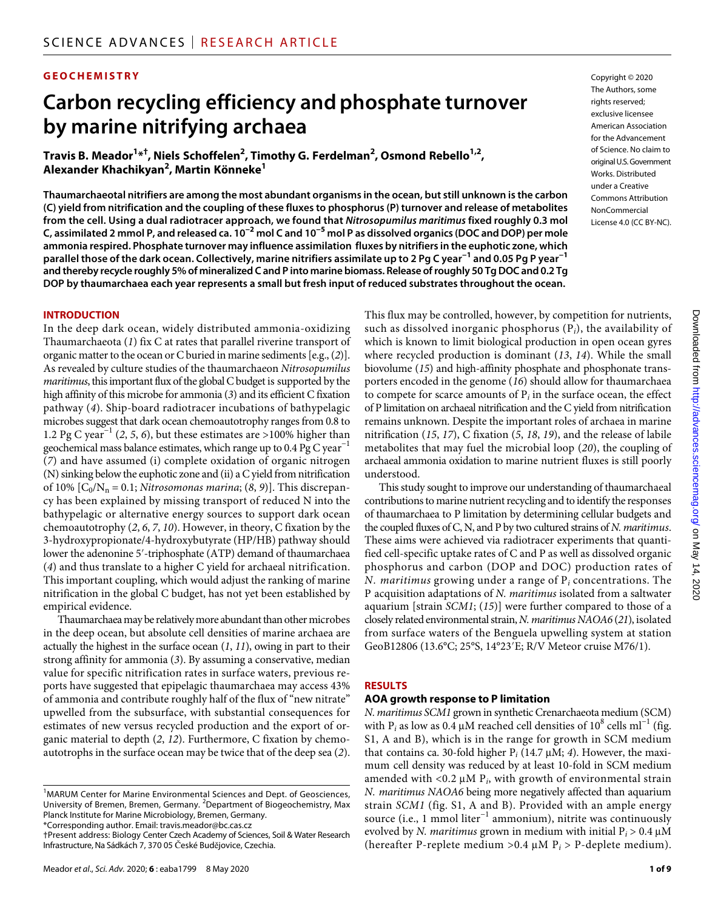GEOCHEMISTRY

# Carbon recycling efficiency and phosphate turnover by marine nitrifying archaea

**Travis B. Meador[1]*[†], Niels Schoffelen[2], Timothy G. Ferdelman[2], Osmond Rebello[1,2], Alexander Khachikyan[2], Martin Könneke[1]**

**Thaumarchaeotal nitrifiers are among the most abundant organisms in the ocean, but still unknown is the carbon (C) yield from nitrification and the coupling of these fluxes to phosphorus (P) turnover and release of metabolites from the cell. Using a dual radiotracer approach, we found that *Nitrosopumilus maritimus* fixed roughly 0.3 mol C, assimilated 2 mmol P, and released ca. $10^{-2}$ mol C and $10^{-5}$ mol P as dissolved organics (DOC and DOP) per mole ammonia respired. Phosphate turnover may influence assimilation fluxes by nitrifiers in the euphotic zone, which parallel those of the dark ocean. Collectively, marine nitrifiers assimilate up to 2 Pg C year$^{-1}$ and 0.05 Pg P year$^{-1}$ and thereby recycle roughly 5% of mineralized C and P into marine biomass. Release of roughly 50 Tg DOC and 0.2 Tg DOP by thaumarchaea each year represents a small but fresh input of reduced substrates throughout the ocean.**

Copyright © 2020 The Authors, some rights reserved; exclusive licensee American Association for the Advancement of Science. No claim to original U.S. Government Works. Distributed under a Creative Commons Attribution NonCommercial License 4.0 (CC BY-NC).

## INTRODUCTION

In the deep dark ocean, widely distributed ammonia-oxidizing Thaumarchaeota (*1*) fix C at rates that parallel riverine transport of organic matter to the ocean or C buried in marine sediments [e.g., (*2*)]. As revealed by culture studies of the thaumarchaeon *Nitrosopumilus maritimus*, this important flux of the global C budget is supported by the high affinity of this microbe for ammonia (*3*) and its efficient C fixation pathway (*4*). Ship-board radiotracer incubations of bathypelagic microbes suggest that dark ocean chemoautotrophy ranges from 0.8 to 1.2 Pg C year$^{-1}$ (*2*, *5*, *6*), but these estimates are >100% higher than geochemical mass balance estimates, which range up to 0.4 Pg C year$^{-1}$ (*7*) and have assumed (i) complete oxidation of organic nitrogen (N) sinking below the euphotic zone and (ii) a C yield from nitrification of 10% [$C_0/N_n = 0.1$; *Nitrosomonas marina*; (*8*, *9*)]. This discrepancy has been explained by missing transport of reduced N into the bathypelagic or alternative energy sources to support dark ocean chemoautotrophy (*2*, *6*, *7*, *10*). However, in theory, C fixation by the 3-hydroxypropionate/4-hydroxybutyrate (HP/HB) pathway should lower the adenonine 5′-triphosphate (ATP) demand of thaumarchaea (*4*) and thus translate to a higher C yield for archaeal nitrification. This important coupling, which would adjust the ranking of marine nitrification in the global C budget, has not yet been established by empirical evidence.

Thaumarchaea may be relatively more abundant than other microbes in the deep ocean, but absolute cell densities of marine archaea are actually the highest in the surface ocean (*1*, *11*), owing in part to their strong affinity for ammonia (*3*). By assuming a conservative, median value for specific nitrification rates in surface waters, previous reports have suggested that epipelagic thaumarchaea may access 43% of ammonia and contribute roughly half of the flux of "new nitrate" upwelled from the subsurface, with substantial consequences for estimates of new versus recycled production and the export of organic material to depth (*2*, *12*). Furthermore, C fixation by chemoautotrophs in the surface ocean may be twice that of the deep sea (*2*). This flux may be controlled, however, by competition for nutrients, such as dissolved inorganic phosphorus ($P_i$), the availability of which is known to limit biological production in open ocean gyres where recycled production is dominant (*13*, *14*). While the small biovolume (*15*) and high-affinity phosphate and phosphonate transporters encoded in the genome (*16*) should allow for thaumarchaea to compete for scarce amounts of $P_i$ in the surface ocean, the effect of P limitation on archaeal nitrification and the C yield from nitrification remains unknown. Despite the important roles of archaea in marine nitrification (*15*, *17*), C fixation (*5*, *18*, *19*), and the release of labile metabolites that may fuel the microbial loop (*20*), the coupling of archaeal ammonia oxidation to marine nutrient fluxes is still poorly understood.

This study sought to improve our understanding of thaumarchaeal contributions to marine nutrient recycling and to identify the responses of thaumarchaea to P limitation by determining cellular budgets and the coupled fluxes of C, N, and P by two cultured strains of *N. maritimus*. These aims were achieved via radiotracer experiments that quantified cell-specific uptake rates of C and P as well as dissolved organic phosphorus and carbon (DOP and DOC) production rates of *N. maritimus* growing under a range of $P_i$ concentrations. The P acquisition adaptations of *N. maritimus* isolated from a saltwater aquarium [strain *SCM1*; (*15*)] were further compared to those of a closely related environmental strain, *N. maritimus NAOA6* (*21*), isolated from surface waters of the Benguela upwelling system at station GeoB12806 (13.6°C; 25°S, 14°23′E; R/V Meteor cruise M76/1).

## RESULTS

### AOA growth response to P limitation

*N. maritimus SCM1* grown in synthetic Crenarchaeota medium (SCM) with $P_i$ as low as 0.4 μM reached cell densities of $10^8$ cells ml$^{-1}$ (fig. S1, A and B), which is in the range for growth in SCM medium that contains ca. 30-fold higher $P_i$ (14.7 μM; *4*). However, the maximum cell density was reduced by at least 10-fold in SCM medium amended with <0.2 μM $P_i$, with growth of environmental strain *N. maritimus NAOA6* being more negatively affected than aquarium strain *SCM1* (fig. S1, A and B). Provided with an ample energy source (i.e., 1 mmol liter$^{-1}$ ammonium), nitrite was continuously evolved by *N. maritimus* grown in medium with initial $P_i$ > 0.4 μM (hereafter P-replete medium >0.4 μM $P_i$ > P-deplete medium).

---

[1]MARUM Center for Marine Environmental Sciences and Dept. of Geosciences, University of Bremen, Bremen, Germany. [2]Department of Biogeochemistry, Max Planck Institute for Marine Microbiology, Bremen, Germany.
*Corresponding author. Email: travis.meador@bc.cas.cz
†Present address: Biology Center Czech Academy of Sciences, Soil & Water Research Infrastructure, Na Sádkách 7, 370 05 České Budějovice, Czechia.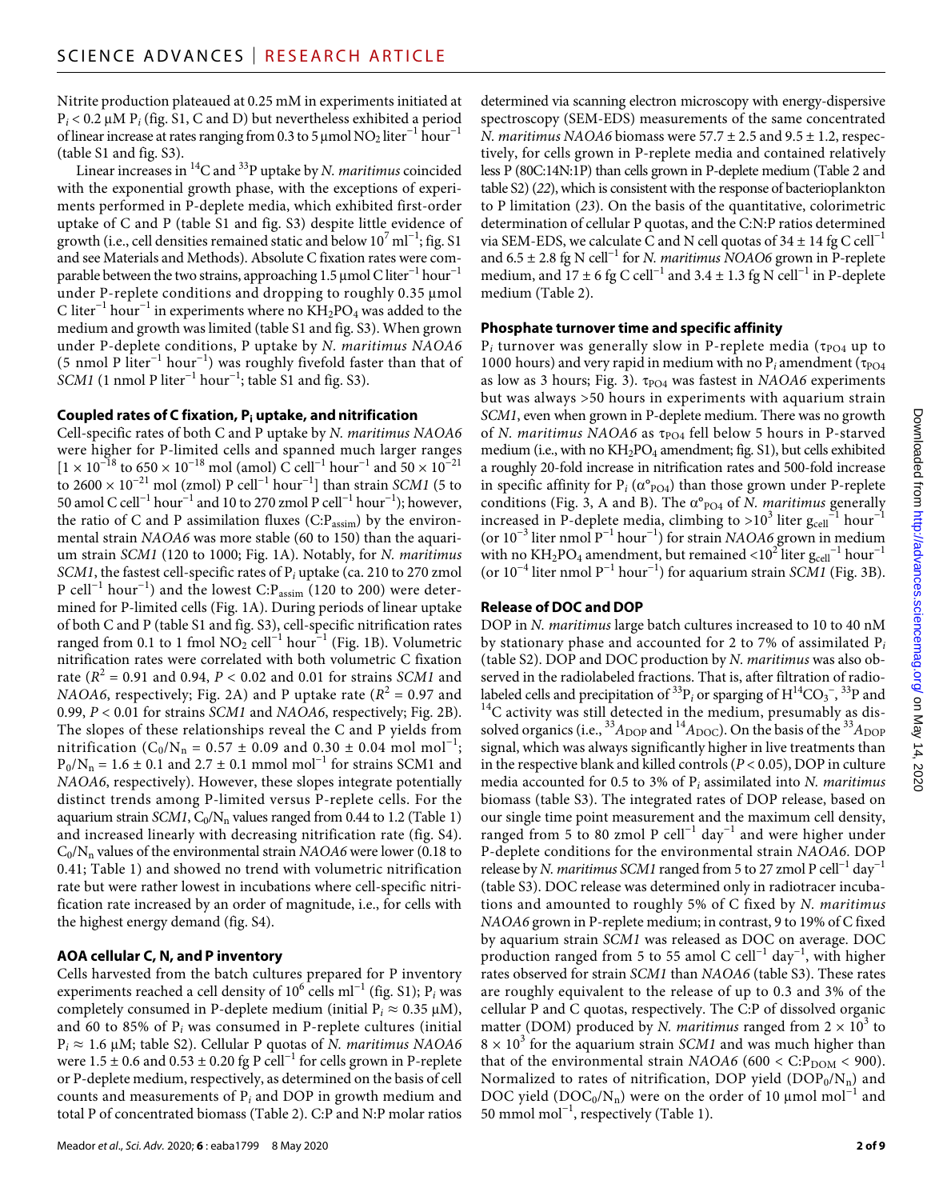Nitrite production plateaued at 0.25 mM in experiments initiated at $P_i$ < 0.2 μM $P_i$ (fig. S1, C and D) but nevertheless exhibited a period of linear increase at rates ranging from 0.3 to 5 μmol $NO_2$ liter$^{-1}$ hour$^{-1}$ (table S1 and fig. S3).

Linear increases in $^{14}C$ and $^{33}P$ uptake by *N. maritimus* coincided with the exponential growth phase, with the exceptions of experiments performed in P-deplete media, which exhibited first-order uptake of C and P (table S1 and fig. S3) despite little evidence of growth (i.e., cell densities remained static and below $10^7$ ml$^{-1}$; fig. S1 and see Materials and Methods). Absolute C fixation rates were comparable between the two strains, approaching 1.5 μmol C liter$^{-1}$ hour$^{-1}$ under P-replete conditions and dropping to roughly 0.35 μmol C liter$^{-1}$ hour$^{-1}$ in experiments where no $KH_2PO_4$ was added to the medium and growth was limited (table S1 and fig. S3). When grown under P-deplete conditions, P uptake by *N. maritimus NAOA6* (5 nmol P liter$^{-1}$ hour$^{-1}$) was roughly fivefold faster than that of *SCM1* (1 nmol P liter$^{-1}$ hour$^{-1}$; table S1 and fig. S3).

## Coupled rates of C fixation, $P_i$ uptake, and nitrification

Cell-specific rates of both C and P uptake by *N. maritimus NAOA6* were higher for P-limited cells and spanned much larger ranges [$1 \times 10^{-18}$ to $650 \times 10^{-18}$ mol (amol) C cell$^{-1}$ hour$^{-1}$ and $50 \times 10^{-21}$ to $2600 \times 10^{-21}$ mol (zmol) P cell$^{-1}$ hour$^{-1}$] than strain *SCM1* (5 to 50 amol C cell$^{-1}$ hour$^{-1}$ and 10 to 270 zmol P cell$^{-1}$ hour$^{-1}$); however, the ratio of C and P assimilation fluxes (C:$P_{assim}$) by the environmental strain *NAOA6* was more stable (60 to 150) than the aquarium strain *SCM1* (120 to 1000; Fig. 1A). Notably, for *N. maritimus SCM1*, the fastest cell-specific rates of $P_i$ uptake (ca. 210 to 270 zmol P cell$^{-1}$ hour$^{-1}$) and the lowest C:$P_{assim}$ (120 to 200) were determined for P-limited cells (Fig. 1A). During periods of linear uptake of both C and P (table S1 and fig. S3), cell-specific nitrification rates ranged from 0.1 to 1 fmol $NO_2$ cell$^{-1}$ hour$^{-1}$ (Fig. 1B). Volumetric nitrification rates were correlated with both volumetric C fixation rate ($R^2$ = 0.91 and 0.94, $P$ < 0.02 and 0.01 for strains *SCM1* and *NAOA6*, respectively; Fig. 2A) and P uptake rate ($R^2$ = 0.97 and 0.99, $P$ < 0.01 for strains *SCM1* and *NAOA6*, respectively; Fig. 2B). The slopes of these relationships reveal the C and P yields from nitrification ($C_0/N_n$ = 0.57 ± 0.09 and 0.30 ± 0.04 mol mol$^{-1}$; $P_0/N_n$ = 1.6 ± 0.1 and 2.7 ± 0.1 mmol mol$^{-1}$ for strains SCM1 and *NAOA6*, respectively). However, these slopes integrate potentially distinct trends among P-limited versus P-replete cells. For the aquarium strain *SCM1*, $C_0/N_n$ values ranged from 0.44 to 1.2 (Table 1) and increased linearly with decreasing nitrification rate (fig. S4). $C_0/N_n$ values of the environmental strain *NAOA6* were lower (0.18 to 0.41; Table 1) and showed no trend with volumetric nitrification rate but were rather lowest in incubations where cell-specific nitrification rate increased by an order of magnitude, i.e., for cells with the highest energy demand (fig. S4).

## AOA cellular C, N, and P inventory

Cells harvested from the batch cultures prepared for P inventory experiments reached a cell density of $10^6$ cells ml$^{-1}$ (fig. S1); $P_i$ was completely consumed in P-deplete medium (initial $P_i \approx$ 0.35 μM), and 60 to 85% of $P_i$ was consumed in P-replete cultures (initial $P_i \approx$ 1.6 μM; table S2). Cellular P quotas of *N. maritimus NAOA6* were 1.5 ± 0.6 and 0.53 ± 0.20 fg P cell$^{-1}$ for cells grown in P-replete or P-deplete medium, respectively, as determined on the basis of cell counts and measurements of $P_i$ and DOP in growth medium and total P of concentrated biomass (Table 2). C:P and N:P molar ratios determined via scanning electron microscopy with energy-dispersive spectroscopy (SEM-EDS) measurements of the same concentrated *N. maritimus NAOA6* biomass were 57.7 ± 2.5 and 9.5 ± 1.2, respectively, for cells grown in P-replete media and contained relatively less P (80C:14N:1P) than cells grown in P-deplete medium (Table 2 and table S2) (*22*), which is consistent with the response of bacterioplankton to P limitation (*23*). On the basis of the quantitative, colorimetric determination of cellular P quotas, and the C:N:P ratios determined via SEM-EDS, we calculate C and N cell quotas of 34 ± 14 fg C cell$^{-1}$ and 6.5 ± 2.8 fg N cell$^{-1}$ for *N. maritimus NOAO6* grown in P-replete medium, and 17 ± 6 fg C cell$^{-1}$ and 3.4 ± 1.3 fg N cell$^{-1}$ in P-deplete medium (Table 2).

## Phosphate turnover time and specific affinity

$P_i$ turnover was generally slow in P-replete media ($\tau_{PO4}$ up to 1000 hours) and very rapid in medium with no $P_i$ amendment ($\tau_{PO4}$ as low as 3 hours; Fig. 3). $\tau_{PO4}$ was fastest in *NAOA6* experiments but was always >50 hours in experiments with aquarium strain *SCM1*, even when grown in P-deplete medium. There was no growth of *N. maritimus NAOA6* as $\tau_{PO4}$ fell below 5 hours in P-starved medium (i.e., with no $KH_2PO_4$ amendment; fig. S1), but cells exhibited a roughly 20-fold increase in nitrification rates and 500-fold increase in specific affinity for $P_i$ ($\alpha°_{PO4}$) than those grown under P-replete conditions (Fig. 3, A and B). The $\alpha°_{PO4}$ of *N. maritimus* generally increased in P-deplete media, climbing to >$10^3$ liter $g_{cell}^{-1}$ hour$^{-1}$ (or $10^{-3}$ liter nmol P$^{-1}$ hour$^{-1}$) for strain *NAOA6* grown in medium with no $KH_2PO_4$ amendment, but remained <$10^2$ liter $g_{cell}^{-1}$ hour$^{-1}$ (or $10^{-4}$ liter nmol P$^{-1}$ hour$^{-1}$) for aquarium strain *SCM1* (Fig. 3B).

## Release of DOC and DOP

DOP in *N. maritimus* large batch cultures increased to 10 to 40 nM by stationary phase and accounted for 2 to 7% of assimilated $P_i$ (table S2). DOP and DOC production by *N. maritimus* was also observed in the radiolabeled fractions. That is, after filtration of radiolabeled cells and precipitation of $^{33}P_i$ or sparging of $H^{14}CO_3^-$, $^{33}P$ and $^{14}C$ activity was still detected in the medium, presumably as dissolved organics (i.e., $^{33}A_{DOP}$ and $^{14}A_{DOC}$). On the basis of the $^{33}A_{DOP}$ signal, which was always significantly higher in live treatments than in the respective blank and killed controls ($P$ < 0.05), DOP in culture media accounted for 0.5 to 3% of $P_i$ assimilated into *N. maritimus* biomass (table S3). The integrated rates of DOP release, based on our single time point measurement and the maximum cell density, ranged from 5 to 80 zmol P cell$^{-1}$ day$^{-1}$ and were higher under P-deplete conditions for the environmental strain *NAOA6*. DOP release by *N. maritimus SCM1* ranged from 5 to 27 zmol P cell$^{-1}$ day$^{-1}$ (table S3). DOC release was determined only in radiotracer incubations and amounted to roughly 5% of C fixed by *N. maritimus NAOA6* grown in P-replete medium; in contrast, 9 to 19% of C fixed by aquarium strain *SCM1* was released as DOC on average. DOC production ranged from 5 to 55 amol C cell$^{-1}$ day$^{-1}$, with higher rates observed for strain *SCM1* than *NAOA6* (table S3). These rates are roughly equivalent to the release of up to 0.3 and 3% of the cellular P and C quotas, respectively. The C:P of dissolved organic matter (DOM) produced by *N. maritimus* ranged from $2 \times 10^3$ to $8 \times 10^3$ for the aquarium strain *SCM1* and was much higher than that of the environmental strain *NAOA6* (600 < C:$P_{DOM}$ < 900). Normalized to rates of nitrification, DOP yield ($DOP_0/N_n$) and DOC yield ($DOC_0/N_n$) were on the order of 10 μmol mol$^{-1}$ and 50 mmol mol$^{-1}$, respectively (Table 1).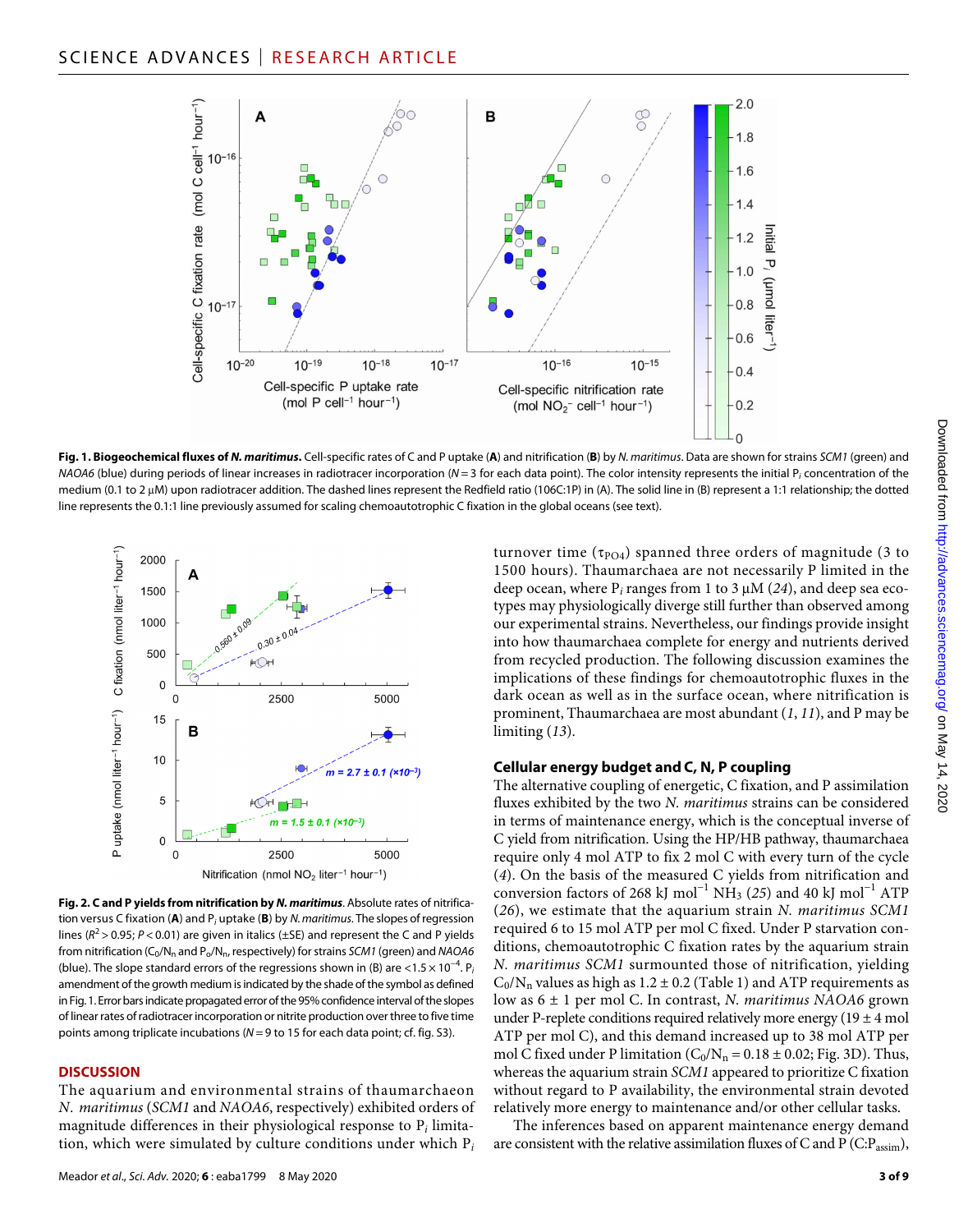**Fig. 1. Biogeochemical fluxes of *N. maritimus*.** Cell-specific rates of C and P uptake (**A**) and nitrification (**B**) by *N. maritimus*. Data are shown for strains *SCM1* (green) and *NAOA6* (blue) during periods of linear increases in radiotracer incorporation ($N = 3$ for each data point). The color intensity represents the initial $P_i$ concentration of the medium (0.1 to 2 μM) upon radiotracer addition. The dashed lines represent the Redfield ratio (106C:1P) in (A). The solid line in (B) represent a 1:1 relationship; the dotted line represents the 0.1:1 line previously assumed for scaling chemoautotrophic C fixation in the global oceans (see text).

**Fig. 2. C and P yields from nitrification by *N. maritimus*.** Absolute rates of nitrification versus C fixation (**A**) and $P_i$ uptake (**B**) by *N. maritimus*. The slopes of regression lines ($R^2 > 0.95$; $P < 0.01$) are given in italics (±SE) and represent the C and P yields from nitrification ($C_0/N_n$ and $P_0/N_n$, respectively) for strains *SCM1* (green) and *NAOA6* (blue). The slope standard errors of the regressions shown in (B) are $<1.5 \times 10^{-4}$. $P_i$ amendment of the growth medium is indicated by the shade of the symbol as defined in Fig. 1. Error bars indicate propagated error of the 95% confidence interval of the slopes of linear rates of radiotracer incorporation or nitrite production over three to five time points among triplicate incubations ($N = 9$ to 15 for each data point; cf. fig. S3).

## DISCUSSION

The aquarium and environmental strains of thaumarchaeon *N. maritimus* (*SCM1* and *NAOA6*, respectively) exhibited orders of magnitude differences in their physiological response to $P_i$ limitation, which were simulated by culture conditions under which $P_i$ turnover time ($\tau_{PO4}$) spanned three orders of magnitude (3 to 1500 hours). Thaumarchaea are not necessarily P limited in the deep ocean, where $P_i$ ranges from 1 to 3 μM (*24*), and deep sea ecotypes may physiologically diverge still further than observed among our experimental strains. Nevertheless, our findings provide insight into how thaumarchaea complete for energy and nutrients derived from recycled production. The following discussion examines the implications of these findings for chemoautotrophic fluxes in the dark ocean as well as in the surface ocean, where nitrification is prominent, Thaumarchaea are most abundant (*1*, *11*), and P may be limiting (*13*).

### Cellular energy budget and C, N, P coupling

The alternative coupling of energetic, C fixation, and P assimilation fluxes exhibited by the two *N. maritimus* strains can be considered in terms of maintenance energy, which is the conceptual inverse of C yield from nitrification. Using the HP/HB pathway, thaumarchaea require only 4 mol ATP to fix 2 mol C with every turn of the cycle (*4*). On the basis of the measured C yields from nitrification and conversion factors of 268 kJ $mol^{-1}$ $NH_3$ (*25*) and 40 kJ $mol^{-1}$ ATP (*26*), we estimate that the aquarium strain *N. maritimus SCM1* required 6 to 15 mol ATP per mol C fixed. Under P starvation conditions, chemoautotrophic C fixation rates by the aquarium strain *N. maritimus SCM1* surmounted those of nitrification, yielding $C_0/N_n$ values as high as 1.2 ± 0.2 (Table 1) and ATP requirements as low as 6 ± 1 per mol C. In contrast, *N. maritimus NAOA6* grown under P-replete conditions required relatively more energy (19 ± 4 mol ATP per mol C), and this demand increased up to 38 mol ATP per mol C fixed under P limitation ($C_0/N_n = 0.18 \pm 0.02$; Fig. 3D). Thus, whereas the aquarium strain *SCM1* appeared to prioritize C fixation without regard to P availability, the environmental strain devoted relatively more energy to maintenance and/or other cellular tasks.

The inferences based on apparent maintenance energy demand are consistent with the relative assimilation fluxes of C and P ($C:P_{assim}$),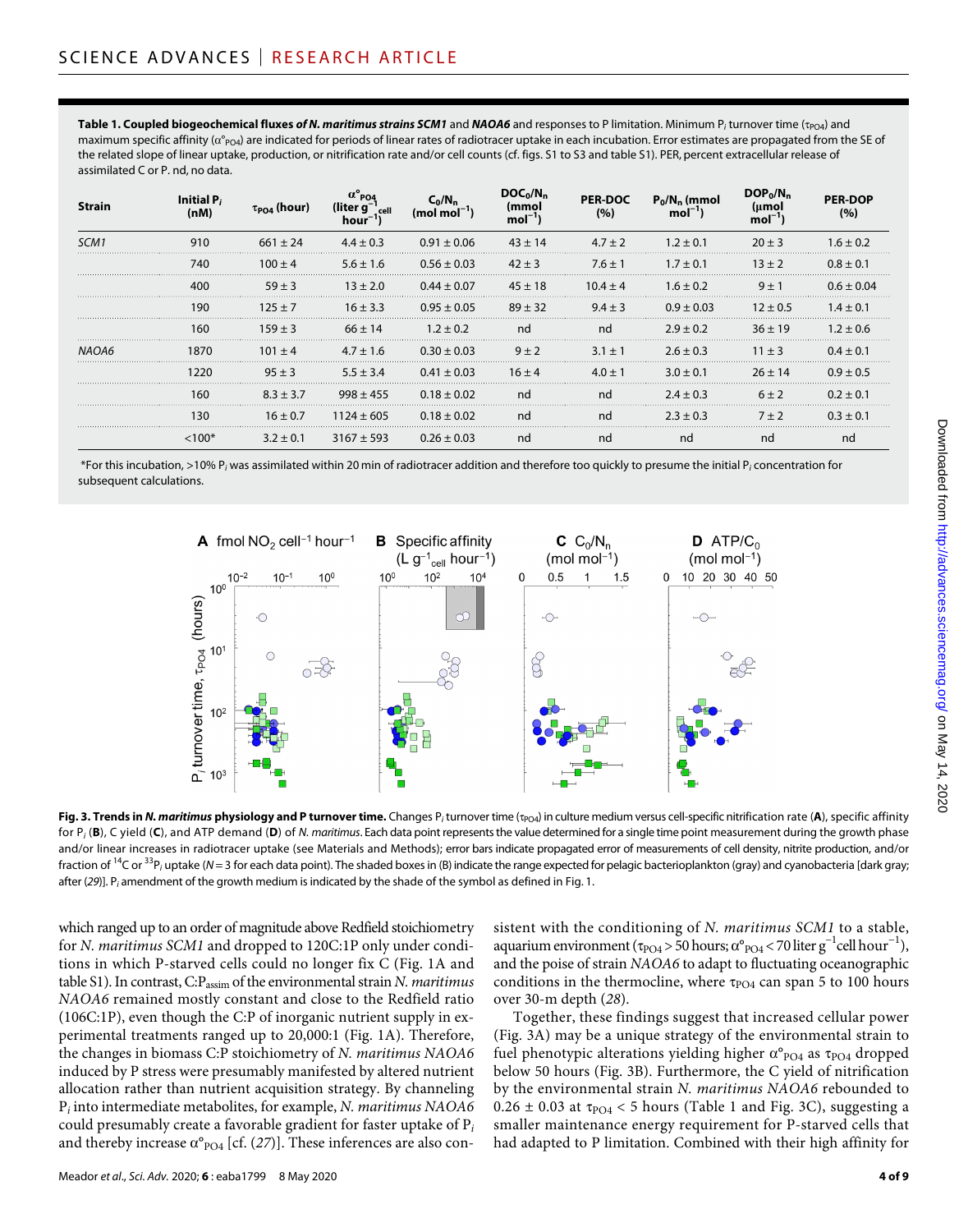**Table 1. Coupled biogeochemical fluxes *of N. maritimus strains SCM1* and *NAOA6* and responses to P limitation.** Minimum $P_i$ turnover time ($\tau_{PO4}$) and maximum specific affinity ($\alpha°_{PO4}$) are indicated for periods of linear rates of radiotracer uptake in each incubation. Error estimates are propagated from the SE of the related slope of linear uptake, production, or nitrification rate and/or cell counts (cf. figs. S1 to S3 and table S1). PER, percent extracellular release of assimilated C or P. nd, no data.

| Strain | Initial $P_i$ (nM) | $\tau_{PO4}$ (hour) | $\alpha°_{PO4}$ (liter $g^{-1}_{cell}$ $hour^{-1}$) | $C_0/N_n$ (mol $mol^{-1}$) | $DOC_0/N_n$ (mmol $mol^{-1}$) | PER-DOC (%) | $P_0/N_n$ (mmol $mol^{-1}$) | $DOP_0/N_n$ (μmol $mol^{-1}$) | PER-DOP (%) |
|---|---|---|---|---|---|---|---|---|---|
| *SCM1* | 910 | 661 ± 24 | 4.4 ± 0.3 | 0.91 ± 0.06 | 43 ± 14 | 4.7 ± 2 | 1.2 ± 0.1 | 20 ± 3 | 1.6 ± 0.2 |
| | 740 | 100 ± 4 | 5.6 ± 1.6 | 0.56 ± 0.03 | 42 ± 3 | 7.6 ± 1 | 1.7 ± 0.1 | 13 ± 2 | 0.8 ± 0.1 |
| | 400 | 59 ± 3 | 13 ± 2.0 | 0.44 ± 0.07 | 45 ± 18 | 10.4 ± 4 | 1.6 ± 0.2 | 9 ± 1 | 0.6 ± 0.04 |
| | 190 | 125 ± 7 | 16 ± 3.3 | 0.95 ± 0.05 | 89 ± 32 | 9.4 ± 3 | 0.9 ± 0.03 | 12 ± 0.5 | 1.4 ± 0.1 |
| | 160 | 159 ± 3 | 66 ± 14 | 1.2 ± 0.2 | nd | nd | 2.9 ± 0.2 | 36 ± 19 | 1.2 ± 0.6 |
| *NAOA6* | 1870 | 101 ± 4 | 4.7 ± 1.6 | 0.30 ± 0.03 | 9 ± 2 | 3.1 ± 1 | 2.6 ± 0.3 | 11 ± 3 | 0.4 ± 0.1 |
| | 1220 | 95 ± 3 | 5.5 ± 3.4 | 0.41 ± 0.03 | 16 ± 4 | 4.0 ± 1 | 3.0 ± 0.1 | 26 ± 14 | 0.9 ± 0.5 |
| | 160 | 8.3 ± 3.7 | 998 ± 455 | 0.18 ± 0.02 | nd | nd | 2.4 ± 0.3 | 6 ± 2 | 0.2 ± 0.1 |
| | 130 | 16 ± 0.7 | 1124 ± 605 | 0.18 ± 0.02 | nd | nd | 2.3 ± 0.3 | 7 ± 2 | 0.3 ± 0.1 |
| | <100* | 3.2 ± 0.1 | 3167 ± 593 | 0.26 ± 0.03 | nd | nd | nd | nd | nd |

*For this incubation, >10% $P_i$ was assimilated within 20 min of radiotracer addition and therefore too quickly to presume the initial $P_i$ concentration for subsequent calculations.

**Fig. 3. Trends in *N. maritimus* physiology and P turnover time.** Changes $P_i$ turnover time ($\tau_{PO4}$) in culture medium versus cell-specific nitrification rate (**A**), specific affinity for $P_i$ (**B**), C yield (**C**), and ATP demand (**D**) of *N. maritimus*. Each data point represents the value determined for a single time point measurement during the growth phase and/or linear increases in radiotracer uptake (see Materials and Methods); error bars indicate propagated error of measurements of cell density, nitrite production, and/or fraction of $^{14}C$ or $^{33}P_i$ uptake ($N = 3$ for each data point). The shaded boxes in (B) indicate the range expected for pelagic bacterioplankton (gray) and cyanobacteria [dark gray; after (*29*)]. $P_i$ amendment of the growth medium is indicated by the shade of the symbol as defined in Fig. 1.

which ranged up to an order of magnitude above Redfield stoichiometry for *N. maritimus SCM1* and dropped to 120C:1P only under conditions in which P-starved cells could no longer fix C (Fig. 1A and table S1). In contrast, C:$P_{assim}$ of the environmental strain *N. maritimus NAOA6* remained mostly constant and close to the Redfield ratio (106C:1P), even though the C:P of inorganic nutrient supply in experimental treatments ranged up to 20,000:1 (Fig. 1A). Therefore, the changes in biomass C:P stoichiometry of *N. maritimus NAOA6* induced by P stress were presumably manifested by altered nutrient allocation rather than nutrient acquisition strategy. By channeling $P_i$ into intermediate metabolites, for example, *N. maritimus NAOA6* could presumably create a favorable gradient for faster uptake of $P_i$ and thereby increase $\alpha°_{PO4}$ [cf. (*27*)]. These inferences are also consistent with the conditioning of *N. maritimus SCM1* to a stable, aquarium environment ($\tau_{PO4} > 50$ hours; $\alpha°_{PO4} < 70$ liter $g^{-1}$cell $hour^{-1}$), and the poise of strain *NAOA6* to adapt to fluctuating oceanographic conditions in the thermocline, where $\tau_{PO4}$ can span 5 to 100 hours over 30-m depth (*28*).

Together, these findings suggest that increased cellular power (Fig. 3A) may be a unique strategy of the environmental strain to fuel phenotypic alterations yielding higher $\alpha°_{PO4}$ as $\tau_{PO4}$ dropped below 50 hours (Fig. 3B). Furthermore, the C yield of nitrification by the environmental strain *N. maritimus NAOA6* rebounded to 0.26 ± 0.03 at $\tau_{PO4} < 5$ hours (Table 1 and Fig. 3C), suggesting a smaller maintenance energy requirement for P-starved cells that had adapted to P limitation. Combined with their high affinity for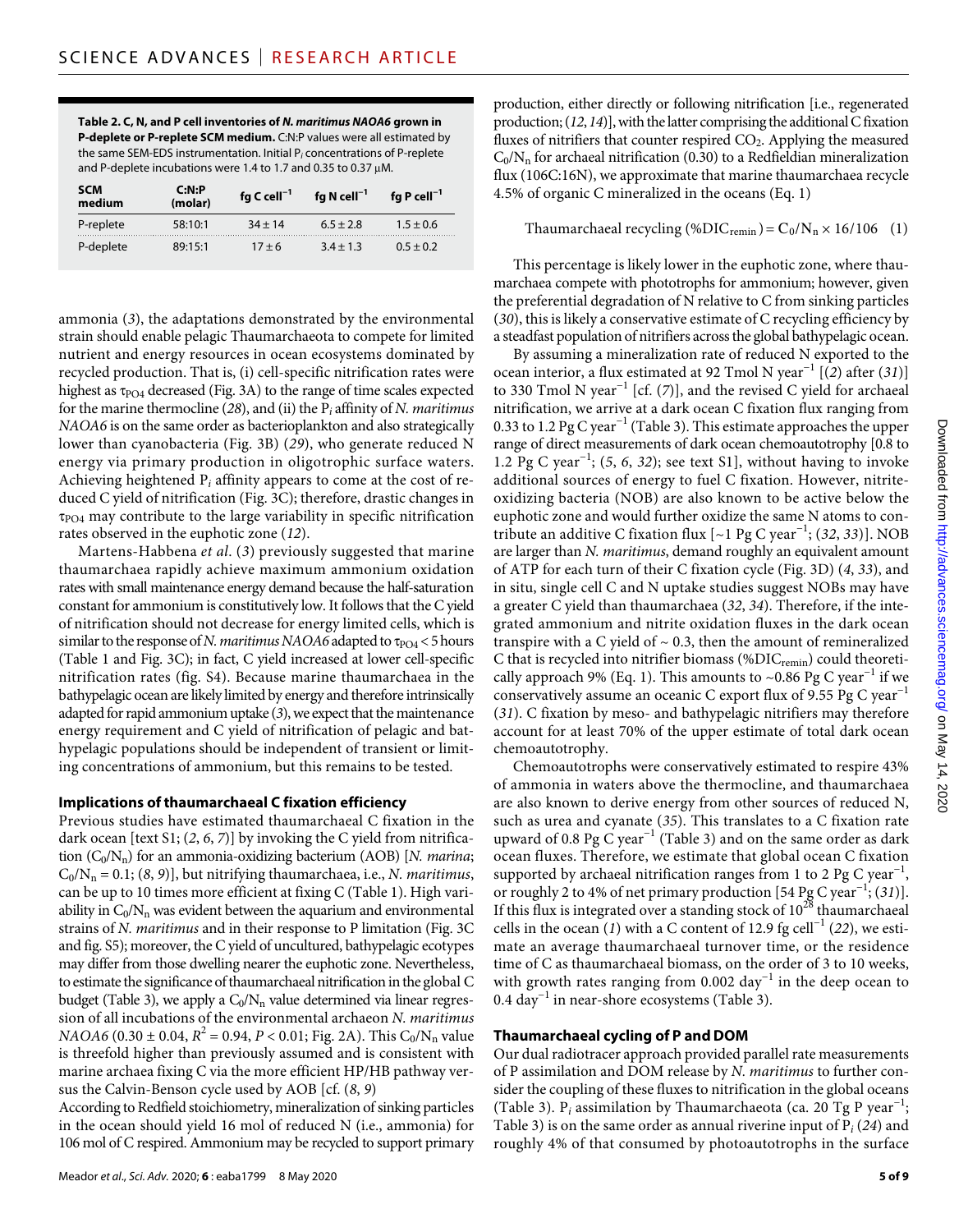**Table 2. C, N, and P cell inventories of *N. maritimus NAOA6* grown in P-deplete or P-replete SCM medium.** C:N:P values were all estimated by the same SEM-EDS instrumentation. Initial $P_i$ concentrations of P-replete and P-deplete incubations were 1.4 to 1.7 and 0.35 to 0.37 μM.

| SCM medium | C:N:P (molar) | fg C cell$^{-1}$ | fg N cell$^{-1}$ | fg P cell$^{-1}$ |
|---|---|---|---|---|
| P-replete | 58:10:1 | 34 ± 14 | 6.5 ± 2.8 | 1.5 ± 0.6 |
| P-deplete | 89:15:1 | 17 ± 6 | 3.4 ± 1.3 | 0.5 ± 0.2 |

ammonia (*3*), the adaptations demonstrated by the environmental strain should enable pelagic Thaumarchaeota to compete for limited nutrient and energy resources in ocean ecosystems dominated by recycled production. That is, (i) cell-specific nitrification rates were highest as $\tau_{PO4}$ decreased (Fig. 3A) to the range of time scales expected for the marine thermocline (*28*), and (ii) the $P_i$ affinity of *N. maritimus NAOA6* is on the same order as bacterioplankton and also strategically lower than cyanobacteria (Fig. 3B) (*29*), who generate reduced N energy via primary production in oligotrophic surface waters. Achieving heightened $P_i$ affinity appears to come at the cost of reduced C yield of nitrification (Fig. 3C); therefore, drastic changes in $\tau_{PO4}$ may contribute to the large variability in specific nitrification rates observed in the euphotic zone (*12*).

Martens-Habbena *et al*. (*3*) previously suggested that marine thaumarchaea rapidly achieve maximum ammonium oxidation rates with small maintenance energy demand because the half-saturation constant for ammonium is constitutively low. It follows that the C yield of nitrification should not decrease for energy limited cells, which is similar to the response of *N. maritimus NAOA6* adapted to $\tau_{PO4}$ < 5 hours (Table 1 and Fig. 3C); in fact, C yield increased at lower cell-specific nitrification rates (fig. S4). Because marine thaumarchaea in the bathypelagic ocean are likely limited by energy and therefore intrinsically adapted for rapid ammonium uptake (*3*), we expect that the maintenance energy requirement and C yield of nitrification of pelagic and bathypelagic populations should be independent of transient or limiting concentrations of ammonium, but this remains to be tested.

### Implications of thaumarchaeal C fixation efficiency

Previous studies have estimated thaumarchaeal C fixation in the dark ocean [text S1; (*2*, *6*, *7*)] by invoking the C yield from nitrification ($C_0/N_n$) for an ammonia-oxidizing bacterium (AOB) [*N. marina*; $C_0/N_n$ = 0.1; (*8*, *9*)], but nitrifying thaumarchaea, i.e., *N. maritimus*, can be up to 10 times more efficient at fixing C (Table 1). High variability in $C_0/N_n$ was evident between the aquarium and environmental strains of *N. maritimus* and in their response to P limitation (Fig. 3C and fig. S5); moreover, the C yield of uncultured, bathypelagic ecotypes may differ from those dwelling nearer the euphotic zone. Nevertheless, to estimate the significance of thaumarchaeal nitrification in the global C budget (Table 3), we apply a $C_0/N_n$ value determined via linear regression of all incubations of the environmental archaeon *N. maritimus NAOA6* (0.30 ± 0.04, $R^2$ = 0.94, $P$ < 0.01; Fig. 2A). This $C_0/N_n$ value is threefold higher than previously assumed and is consistent with marine archaea fixing C via the more efficient HP/HB pathway versus the Calvin-Benson cycle used by AOB [cf. (*8*, *9*)

According to Redfield stoichiometry, mineralization of sinking particles in the ocean should yield 16 mol of reduced N (i.e., ammonia) for 106 mol of C respired. Ammonium may be recycled to support primary production, either directly or following nitrification [i.e., regenerated production; (*12*, *14*)], with the latter comprising the additional C fixation fluxes of nitrifiers that counter respired $CO_2$. Applying the measured $C_0/N_n$ for archaeal nitrification (0.30) to a Redfieldian mineralization flux (106C:16N), we approximate that marine thaumarchaea recycle 4.5% of organic C mineralized in the oceans (Eq. 1)

$$\text{Thaumarchaeal recycling } (\%\text{DIC}_{\text{remin}}) = C_0/N_n \times 16/106 \quad (1)$$

This percentage is likely lower in the euphotic zone, where thaumarchaea compete with phototrophs for ammonium; however, given the preferential degradation of N relative to C from sinking particles (*30*), this is likely a conservative estimate of C recycling efficiency by a steadfast population of nitrifiers across the global bathypelagic ocean.

By assuming a mineralization rate of reduced N exported to the ocean interior, a flux estimated at 92 Tmol N year$^{-1}$ [(*2*) after (*31*)] to 330 Tmol N year$^{-1}$ [cf. (*7*)], and the revised C yield for archaeal nitrification, we arrive at a dark ocean C fixation flux ranging from 0.33 to 1.2 Pg C year$^{-1}$ (Table 3). This estimate approaches the upper range of direct measurements of dark ocean chemoautotrophy [0.8 to 1.2 Pg C year$^{-1}$; (*5*, *6*, *32*); see text S1], without having to invoke additional sources of energy to fuel C fixation. However, nitrite-oxidizing bacteria (NOB) are also known to be active below the euphotic zone and would further oxidize the same N atoms to contribute an additive C fixation flux [~1 Pg C year$^{-1}$; (*32*, *33*)]. NOB are larger than *N. maritimus*, demand roughly an equivalent amount of ATP for each turn of their C fixation cycle (Fig. 3D) (*4*, *33*), and in situ, single cell C and N uptake studies suggest NOBs may have a greater C yield than thaumarchaea (*32*, *34*). Therefore, if the integrated ammonium and nitrite oxidation fluxes in the dark ocean transpire with a C yield of ~ 0.3, then the amount of remineralized C that is recycled into nitrifier biomass (%$\text{DIC}_{\text{remin}}$) could theoretically approach 9% (Eq. 1). This amounts to ~0.86 Pg C year$^{-1}$ if we conservatively assume an ocean C export flux of 9.55 Pg C year$^{-1}$ (*31*). C fixation by meso- and bathypelagic nitrifiers may therefore account for at least 70% of the upper estimate of total dark ocean chemoautotrophy.

Chemoautotrophs were conservatively estimated to respire 43% of ammonia in waters above the thermocline, and thaumarchaea are also known to derive energy from other sources of reduced N, such as urea and cyanate (*35*). This translates to a C fixation rate upward of 0.8 Pg C year$^{-1}$ (Table 3) and on the same order as dark ocean fluxes. Therefore, we estimate that global ocean C fixation supported by archaeal nitrification ranges from 1 to 2 Pg C year$^{-1}$, or roughly 2 to 4% of net primary production [54 Pg C year$^{-1}$; (*31*)]. If this flux is integrated over a standing stock of $10^{28}$ thaumarchaeal cells in the ocean (*1*) with a C content of 12.9 fg cell$^{-1}$ (*22*), we estimate an average thaumarchaeal turnover time, or the residence time of C as thaumarchaeal biomass, on the order of 3 to 10 weeks, with growth rates ranging from 0.002 day$^{-1}$ in the deep ocean to 0.4 day$^{-1}$ in near-shore ecosystems (Table 3).

### Thaumarchaeal cycling of P and DOM

Our dual radiotracer approach provided parallel rate measurements of P assimilation and DOM release by *N. maritimus* to further consider the coupling of these fluxes to nitrification in the global oceans (Table 3). $P_i$ assimilation by Thaumarchaeota (ca. 20 Tg P year$^{-1}$; Table 3) is on the same order as annual riverine input of $P_i$ (*24*) and roughly 4% of that consumed by photoautotrophs in the surface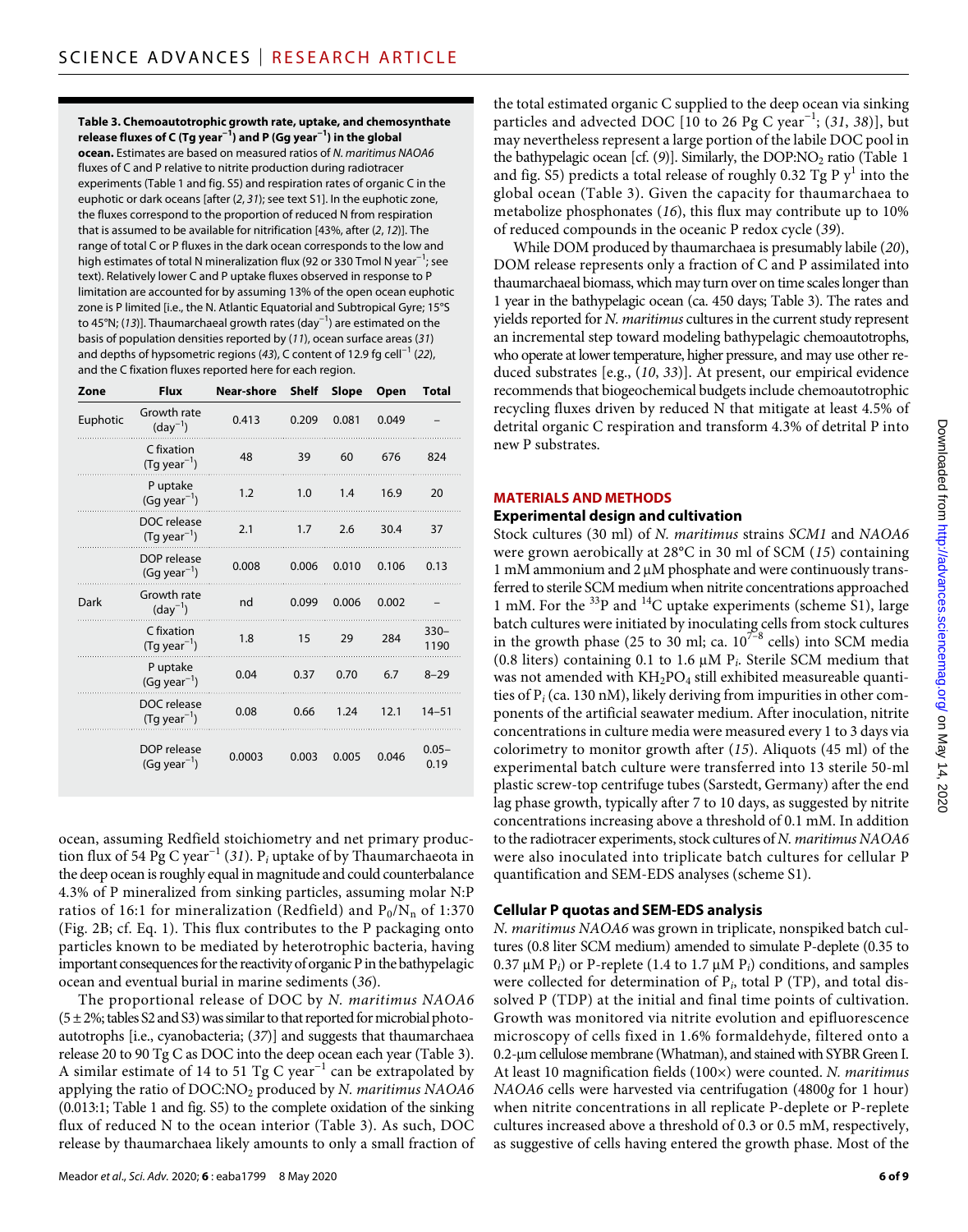**Table 3. Chemoautotrophic growth rate, uptake, and chemosynthate release fluxes of C (Tg year$^{-1}$) and P (Gg year$^{-1}$) in the global ocean.** Estimates are based on measured ratios of *N. maritimus NAOA6* fluxes of C and P relative to nitrite production during radiotracer experiments (Table 1 and fig. S5) and respiration rates of organic C in the euphotic or dark oceans [after (*2*, *31*); see text S1]. In the euphotic zone, the fluxes correspond to the proportion of reduced N from respiration that is assumed to be available for nitrification [43%, after (*2*, *12*)]. The range of total C or P fluxes in the dark ocean corresponds to the low and high estimates of total N mineralization flux (92 or 330 Tmol N year$^{-1}$; see text). Relatively lower C and P uptake fluxes observed in response to P limitation are accounted for by assuming 13% of the open ocean euphotic zone is P limited [i.e., the N. Atlantic Equatorial and Subtropical Gyre; 15°S to 45°N; (*13*)]. Thaumarchaeal growth rates (day$^{-1}$) are estimated on the basis of population densities reported by (*11*), ocean surface areas (*31*) and depths of hypsometric regions (*43*), C content of 12.9 fg cell$^{-1}$ (*22*), and the C fixation fluxes reported here for each region.

| Zone | Flux | Near-shore | Shelf | Slope | Open | Total |
|---|---|---|---|---|---|---|
| Euphotic | Growth rate (day$^{-1}$) | 0.413 | 0.209 | 0.081 | 0.049 | – |
| | C fixation (Tg year$^{-1}$) | 48 | 39 | 60 | 676 | 824 |
| | P uptake (Gg year$^{-1}$) | 1.2 | 1.0 | 1.4 | 16.9 | 20 |
| | DOC release (Tg year$^{-1}$) | 2.1 | 1.7 | 2.6 | 30.4 | 37 |
| | DOP release (Gg year$^{-1}$) | 0.008 | 0.006 | 0.010 | 0.106 | 0.13 |
| Dark | Growth rate (day$^{-1}$) | nd | 0.099 | 0.006 | 0.002 | – |
| | C fixation (Tg year$^{-1}$) | 1.8 | 15 | 29 | 284 | 330–1190 |
| | P uptake (Gg year$^{-1}$) | 0.04 | 0.37 | 0.70 | 6.7 | 8–29 |
| | DOC release (Tg year$^{-1}$) | 0.08 | 0.66 | 1.24 | 12.1 | 14–51 |
| | DOP release (Gg year$^{-1}$) | 0.0003 | 0.003 | 0.005 | 0.046 | 0.05–0.19 |

ocean, assuming Redfield stoichiometry and net primary production flux of 54 Pg C year$^{-1}$ (*31*). $P_i$ uptake of by Thaumarchaeota in the deep ocean is roughly equal in magnitude and could counterbalance 4.3% of P mineralized from sinking particles, assuming molar N:P ratios of 16:1 for mineralization (Redfield) and $P_0/N_n$ of 1:370 (Fig. 2B; cf. Eq. 1). This flux contributes to the P packaging onto particles known to be mediated by heterotrophic bacteria, having important consequences for the reactivity of organic P in the bathypelagic ocean and eventual burial in marine sediments (*36*).

The proportional release of DOC by *N. maritimus NAOA6* (5 ± 2%; tables S2 and S3) was similar to that reported for microbial photoautotrophs [i.e., cyanobacteria; (*37*)] and suggests that thaumarchaea release 20 to 90 Tg C as DOC into the deep ocean each year (Table 3). A similar estimate of 14 to 51 Tg C year$^{-1}$ can be extrapolated by applying the ratio of DOC:$NO_2$ produced by *N. maritimus NAOA6* (0.013:1; Table 1 and fig. S5) to the complete oxidation of the sinking flux of reduced N to the ocean interior (Table 3). As such, DOC release by thaumarchaea likely amounts to only a small fraction of the total estimated organic C supplied to the deep ocean via sinking particles and advected DOC [10 to 26 Pg C year$^{-1}$; (*31*, *38*)], but may nevertheless represent a large portion of the labile DOC pool in the bathypelagic ocean [cf. (*9*)]. Similarly, the DOP:$NO_2$ ratio (Table 1 and fig. S5) predicts a total release of roughly 0.32 Tg P y$^1$ into the global ocean (Table 3). Given the capacity for thaumarchaea to metabolize phosphonates (*16*), this flux may contribute up to 10% of reduced compounds in the oceanic P redox cycle (*39*).

While DOM produced by thaumarchaea is presumably labile (*20*), DOM release represents only a fraction of C and P assimilated into thaumarchaeal biomass, which may turn over on time scales longer than 1 year in the bathypelagic ocean (ca. 450 days; Table 3). The rates and yields reported for *N. maritimus* cultures in the current study represent an incremental step toward modeling bathypelagic chemoautotrophs, who operate at lower temperature, higher pressure, and may use other reduced substrates [e.g., (*10*, *33*)]. At present, our empirical evidence recommends that biogeochemical budgets include chemoautotrophic recycling fluxes driven by reduced N that mitigate at least 4.5% of detrital organic C respiration and transform 4.3% of detrital P into new P substrates.

## MATERIALS AND METHODS

### Experimental design and cultivation

Stock cultures (30 ml) of *N. maritimus* strains *SCM1* and *NAOA6* were grown aerobically at 28°C in 30 ml of SCM (*15*) containing 1 mM ammonium and 2 μM phosphate and were continuously transferred to sterile SCM medium when nitrite concentrations approached 1 mM. For the $^{33}$P and $^{14}$C uptake experiments (scheme S1), large batch cultures were initiated by inoculating cells from stock cultures in the growth phase (25 to 30 ml; ca. $10^{7-8}$ cells) into SCM media (0.8 liters) containing 0.1 to 1.6 μM $P_i$. Sterile SCM medium that was not amended with $KH_2PO_4$ still exhibited measureable quantities of $P_i$ (ca. 130 nM), likely deriving from impurities in other components of the artificial seawater medium. After inoculation, nitrite concentrations in culture media were measured every 1 to 3 days via colorimetry to monitor growth after (*15*). Aliquots (45 ml) of the experimental batch culture were transferred into 13 sterile 50-ml plastic screw-top centrifuge tubes (Sarstedt, Germany) after the end lag phase growth, typically after 7 to 10 days, as suggested by nitrite concentrations increasing above a threshold of 0.1 mM. In addition to the radiotracer experiments, stock cultures of *N. maritimus NAOA6* were also inoculated into triplicate batch cultures for cellular P quantification and SEM-EDS analyses (scheme S1).

### Cellular P quotas and SEM-EDS analysis

*N. maritimus NAOA6* was grown in triplicate, nonspiked batch cultures (0.8 liter SCM medium) amended to simulate P-deplete (0.35 to 0.37 μM $P_i$) or P-replete (1.4 to 1.7 μM $P_i$) conditions, and samples were collected for determination of $P_i$, total P (TP), and total dissolved P (TDP) at the initial and final time points of cultivation. Growth was monitored via nitrite evolution and epifluorescence microscopy of cells fixed in 1.6% formaldehyde, filtered onto a 0.2-μm cellulose membrane (Whatman), and stained with SYBR Green I. At least 10 magnification fields (100×) were counted. *N. maritimus NAOA6* cells were harvested via centrifugation (4800*g* for 1 hour) when nitrite concentrations in all replicate P-deplete or P-replete cultures increased above a threshold of 0.3 or 0.5 mM, respectively, as suggestive of cells having entered the growth phase. Most of the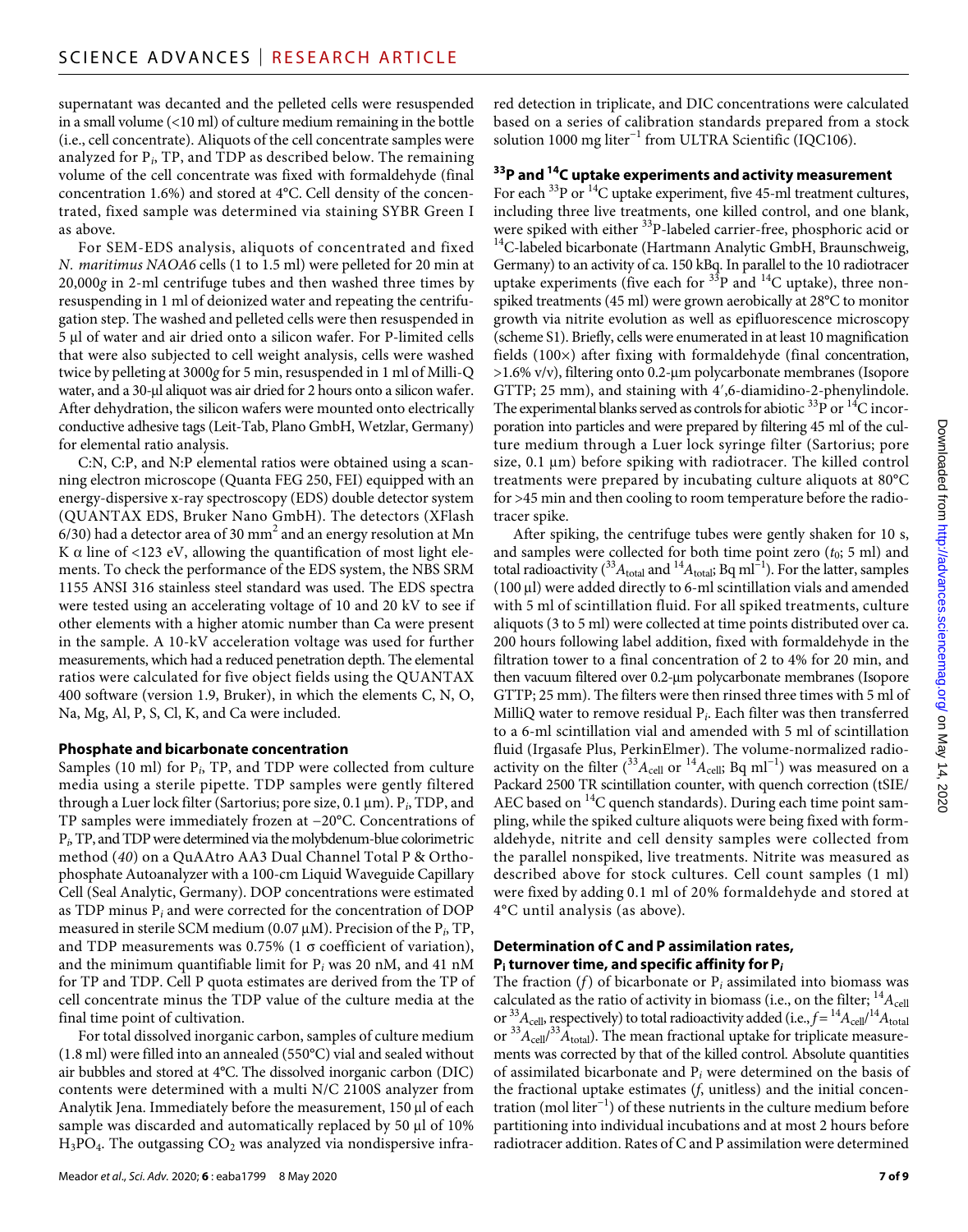supernatant was decanted and the pelleted cells were resuspended in a small volume (<10 ml) of culture medium remaining in the bottle (i.e., cell concentrate). Aliquots of the cell concentrate samples were analyzed for $P_i$, TP, and TDP as described below. The remaining volume of the cell concentrate was fixed with formaldehyde (final concentration 1.6%) and stored at 4°C. Cell density of the concentrated, fixed sample was determined via staining SYBR Green I as above.

For SEM-EDS analysis, aliquots of concentrated and fixed *N. maritimus NAOA6* cells (1 to 1.5 ml) were pelleted for 20 min at 20,000*g* in 2-ml centrifuge tubes and then washed three times by resuspending in 1 ml of deionized water and repeating the centrifugation step. The washed and pelleted cells were then resuspended in 5 μl of water and air dried onto a silicon wafer. For P-limited cells that were also subjected to cell weight analysis, cells were washed twice by pelleting at 3000*g* for 5 min, resuspended in 1 ml of Milli-Q water, and a 30-μl aliquot was air dried for 2 hours onto a silicon wafer. After dehydration, the silicon wafers were mounted onto electrically conductive adhesive tags (Leit-Tab, Plano GmbH, Wetzlar, Germany) for elemental ratio analysis.

C:N, C:P, and N:P elemental ratios were obtained using a scanning electron microscope (Quanta FEG 250, FEI) equipped with an energy-dispersive x-ray spectroscopy (EDS) double detector system (QUANTAX EDS, Bruker Nano GmbH). The detectors (XFlash 6/30) had a detector area of 30 $mm^2$ and an energy resolution at Mn K $\alpha$ line of <123 eV, allowing the quantification of most light elements. To check the performance of the EDS system, the NBS SRM 1155 ANSI 316 stainless steel standard was used. The EDS spectra were tested using an accelerating voltage of 10 and 20 kV to see if other elements with a higher atomic number than Ca were present in the sample. A 10-kV acceleration voltage was used for further measurements, which had a reduced penetration depth. The elemental ratios were calculated for five object fields using the QUANTAX 400 software (version 1.9, Bruker), in which the elements C, N, O, Na, Mg, Al, P, S, Cl, K, and Ca were included.

### Phosphate and bicarbonate concentration

Samples (10 ml) for $P_i$, TP, and TDP were collected from culture media using a sterile pipette. TDP samples were gently filtered through a Luer lock filter (Sartorius; pore size, 0.1 μm). $P_i$, TDP, and TP samples were immediately frozen at −20°C. Concentrations of $P_i$, TP, and TDP were determined via the molybdenum-blue colorimetric method (*40*) on a QuAAtro AA3 Dual Channel Total P & Orthophosphate Autoanalyzer with a 100-cm Liquid Waveguide Capillary Cell (Seal Analytic, Germany). DOP concentrations were estimated as TDP minus $P_i$ and were corrected for the concentration of DOP measured in sterile SCM medium (0.07 μM). Precision of the $P_i$, TP, and TDP measurements was 0.75% (1 σ coefficient of variation), and the minimum quantifiable limit for $P_i$ was 20 nM, and 41 nM for TP and TDP. Cell P quota estimates are derived from the TP of cell concentrate minus the TDP value of the culture media at the final time point of cultivation.

For total dissolved inorganic carbon, samples of culture medium (1.8 ml) were filled into an annealed (550°C) vial and sealed without air bubbles and stored at 4°C. The dissolved inorganic carbon (DIC) contents were determined with a multi N/C 2100S analyzer from Analytik Jena. Immediately before the measurement, 150 μl of each sample was discarded and automatically replaced by 50 μl of 10% $H_3PO_4$. The outgassing $CO_2$ was analyzed via nondispersive infrared detection in triplicate, and DIC concentrations were calculated based on a series of calibration standards prepared from a stock solution 1000 mg $liter^{-1}$ from ULTRA Scientific (IQC106).

### $^{33}P$ and $^{14}C$ uptake experiments and activity measurement

For each $^{33}P$ or $^{14}C$ uptake experiment, five 45-ml treatment cultures, including three live treatments, one killed control, and one blank, were spiked with either $^{33}P$-labeled carrier-free, phosphoric acid or $^{14}C$-labeled bicarbonate (Hartmann Analytic GmbH, Braunschweig, Germany) to an activity of ca. 150 kBq. In parallel to the 10 radiotracer uptake experiments (five each for $^{33}P$ and $^{14}C$ uptake), three nonspiked treatments (45 ml) were grown aerobically at 28°C to monitor growth via nitrite evolution as well as epifluorescence microscopy (scheme S1). Briefly, cells were enumerated in at least 10 magnification fields (100×) after fixing with formaldehyde (final concentration, >1.6% v/v), filtering onto 0.2-μm polycarbonate membranes (Isopore GTTP; 25 mm), and staining with 4′,6-diamidino-2-phenylindole. The experimental blanks served as controls for abiotic $^{33}P$ or $^{14}C$ incorporation into particles and were prepared by filtering 45 ml of the culture medium through a Luer lock syringe filter (Sartorius; pore size, 0.1 μm) before spiking with radiotracer. The killed control treatments were prepared by incubating culture aliquots at 80°C for >45 min and then cooling to room temperature before the radiotracer spike.

After spiking, the centrifuge tubes were gently shaken for 10 s, and samples were collected for both time point zero ($t_0$; 5 ml) and total radioactivity ($^{33}A_{total}$ and $^{14}A_{total}$; Bq $ml^{-1}$). For the latter, samples (100 μl) were added directly to 6-ml scintillation vials and amended with 5 ml of scintillation fluid. For all spiked treatments, culture aliquots (3 to 5 ml) were collected at time points distributed over ca. 200 hours following label addition, fixed with formaldehyde in the filtration tower to a final concentration of 2 to 4% for 20 min, and then vacuum filtered over 0.2-μm polycarbonate membranes (Isopore GTTP; 25 mm). The filters were then rinsed three times with 5 ml of MilliQ water to remove residual $P_i$. Each filter was then transferred to a 6-ml scintillation vial and amended with 5 ml of scintillation fluid (Irgasafe Plus, PerkinElmer). The volume-normalized radioactivity on the filter ($^{33}A_{cell}$ or $^{14}A_{cell}$; Bq $ml^{-1}$) was measured on a Packard 2500 TR scintillation counter, with quench correction (tSIE/AEC based on $^{14}C$ quench standards). During each time point sampling, while the spiked culture aliquots were being fixed with formaldehyde, nitrite and cell density samples were collected from the parallel nonspiked, live treatments. Nitrite was measured as described above for stock cultures. Cell count samples (1 ml) were fixed by adding 0.1 ml of 20% formaldehyde and stored at 4°C until analysis (as above).

### Determination of C and P assimilation rates, $P_i$ turnover time, and specific affinity for $P_i$

The fraction ($f$) of bicarbonate or $P_i$ assimilated into biomass was calculated as the ratio of activity in biomass (i.e., on the filter; $^{14}A_{cell}$ or $^{33}A_{cell}$, respectively) to total radioactivity added (i.e., $f = {}^{14}A_{cell}/{}^{14}A_{total}$ or ${}^{33}A_{cell}/{}^{33}A_{total}$). The mean fractional uptake for triplicate measurements was corrected by that of the killed control. Absolute quantities of assimilated bicarbonate and $P_i$ were determined on the basis of the fractional uptake estimates ($f$, unitless) and the initial concentration (mol $liter^{-1}$) of these nutrients in the culture medium before partitioning into individual incubations and at most 2 hours before radiotracer addition. Rates of C and P assimilation were determined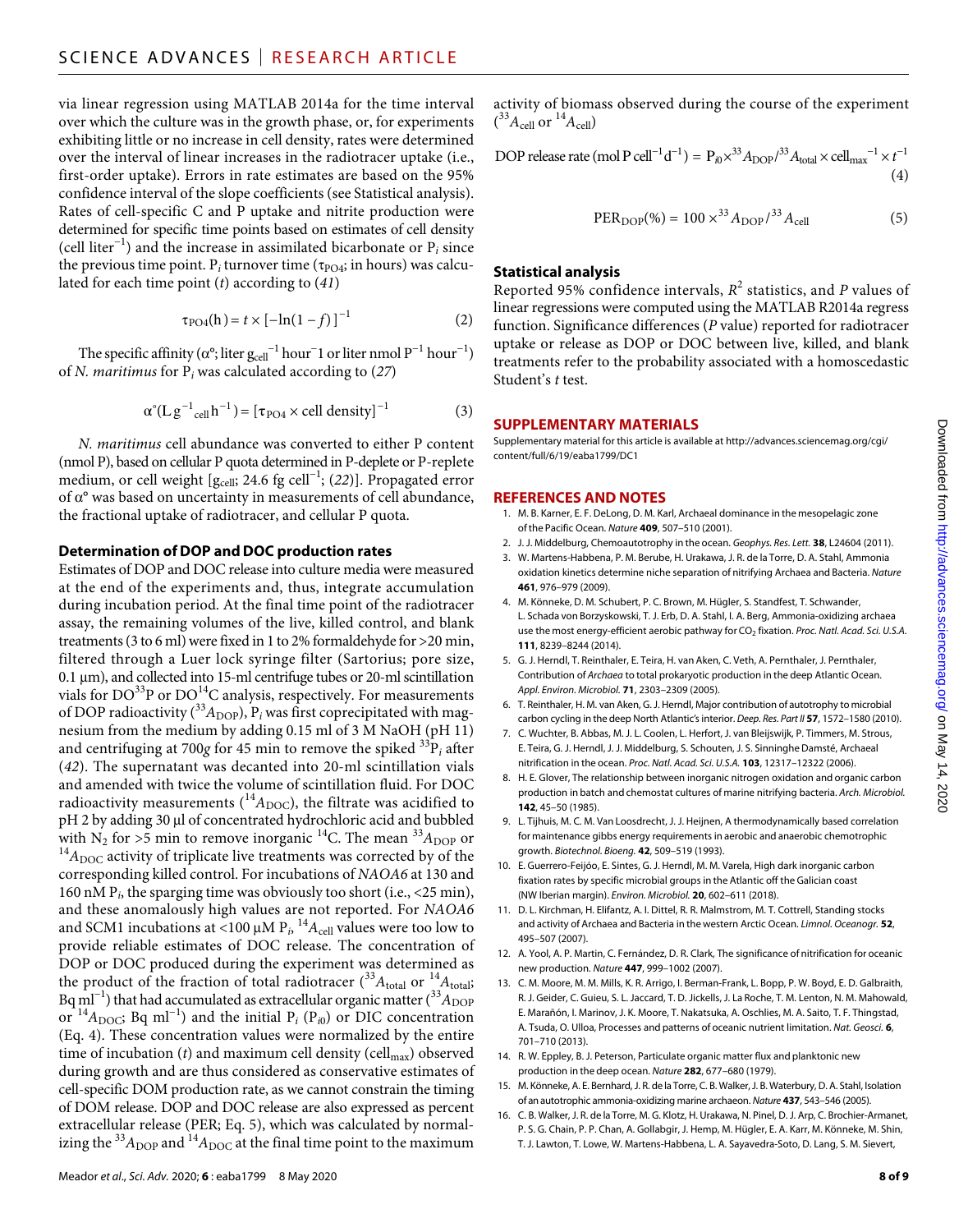via linear regression using MATLAB 2014a for the time interval over which the culture was in the growth phase, or, for experiments exhibiting little or no increase in cell density, rates were determined over the interval of linear increases in the radiotracer uptake (i.e., first-order uptake). Errors in rate estimates are based on the 95% confidence interval of the slope coefficients (see Statistical analysis). Rates of cell-specific C and P uptake and nitrite production were determined for specific time points based on estimates of cell density (cell liter$^{-1}$) and the increase in assimilated bicarbonate or $P_i$ since the previous time point. $P_i$ turnover time ($\tau_{PO4}$; in hours) was calculated for each time point ($t$) according to (41)

$$\tau_{PO4}(\mathrm{h}) = t \times [-\ln(1-f)]^{-1} \quad (2)$$

The specific affinity ($\alpha°$; liter $g_{cell}^{-1}$ hour$^{-1}$1 or liter nmol P$^{-1}$ hour$^{-1}$) of *N. maritimus* for $P_i$ was calculated according to (27)

$$\alpha°(\mathrm{L\,g^{-1}_{cell}\,h^{-1}}) = [\tau_{PO4} \times \text{cell density}]^{-1} \quad (3)$$

*N. maritimus* cell abundance was converted to either P content (nmol P), based on cellular P quota determined in P-deplete or P-replete medium, or cell weight [$g_{cell}$; 24.6 fg cell$^{-1}$; (22)]. Propagated error of $\alpha°$ was based on uncertainty in measurements of cell abundance, the fractional uptake of radiotracer, and cellular P quota.

### Determination of DOP and DOC production rates

Estimates of DOP and DOC release into culture media were measured at the end of the experiments and, thus, integrate accumulation during incubation period. At the final time point of the radiotracer assay, the remaining volumes of the live, killed control, and blank treatments (3 to 6 ml) were fixed in 1 to 2% formaldehyde for >20 min, filtered through a Luer lock syringe filter (Sartorius; pore size, 0.1 μm), and collected into 15-ml centrifuge tubes or 20-ml scintillation vials for DO$^{33}$P or DO$^{14}$C analysis, respectively. For measurements of DOP radioactivity ($^{33}A_{DOP}$), $P_i$ was first coprecipitated with magnesium from the medium by adding 0.15 ml of 3 M NaOH (pH 11) and centrifuging at 700$g$ for 45 min to remove the spiked $^{33}P_i$ after (42). The supernatant was decanted into 20-ml scintillation vials and amended with twice the volume of scintillation fluid. For DOC radioactivity measurements ($^{14}A_{DOC}$), the filtrate was acidified to pH 2 by adding 30 μl of concentrated hydrochloric acid and bubbled with $N_2$ for >5 min to remove inorganic $^{14}$C. The mean $^{33}A_{DOP}$ or $^{14}A_{DOC}$ activity of triplicate live treatments was corrected by of the corresponding killed control. For incubations of *NAOA6* at 130 and 160 nM $P_i$, the sparging time was obviously too short (i.e., <25 min), and these anomalously high values are not reported. For *NAOA6* and SCM1 incubations at <100 μM $P_i$, $^{14}A_{cell}$ values were too low to provide reliable estimates of DOC release. The concentration of DOP or DOC produced during the experiment was determined as the product of the fraction of total radiotracer ($^{33}A_{total}$ or $^{14}A_{total}$; Bq ml$^{-1}$) that had accumulated as extracellular organic matter ($^{33}A_{DOP}$ or $^{14}A_{DOC}$; Bq ml$^{-1}$) and the initial $P_i$ ($P_{i0}$) or DIC concentration (Eq. 4). These concentration values were normalized by the entire time of incubation ($t$) and maximum cell density (cell$_{max}$) observed during growth and are thus considered as conservative estimates of cell-specific DOM production rate, as we cannot constrain the timing of DOM release. DOP and DOC release are also expressed as percent extracellular release (PER; Eq. 5), which was calculated by normalizing the $^{33}A_{DOP}$ and $^{14}A_{DOC}$ at the final time point to the maximum activity of biomass observed during the course of the experiment ($^{33}A_{cell}$ or $^{14}A_{cell}$)

$$\text{DOP release rate (mol P cell}^{-1}\text{d}^{-1}) = P_{i0} \times {}^{33}A_{DOP} / {}^{33}A_{total} \times \text{cell}_{max}^{-1} \times t^{-1} \quad (4)$$

$$\text{PER}_{DOP}(\%) = 100 \times {}^{33}A_{DOP} / {}^{33}A_{cell} \quad (5)$$

### Statistical analysis

Reported 95% confidence intervals, $R^2$ statistics, and $P$ values of linear regressions were computed using the MATLAB R2014a regress function. Significance differences ($P$ value) reported for radiotracer uptake or release as DOP or DOC between live, killed, and blank treatments refer to the probability associated with a homoscedastic Student's $t$ test.

## SUPPLEMENTARY MATERIALS

Supplementary material for this article is available at http://advances.sciencemag.org/cgi/content/full/6/19/eaba1799/DC1

## REFERENCES AND NOTES

1. M. B. Karner, E. F. DeLong, D. M. Karl, Archaeal dominance in the mesopelagic zone of the Pacific Ocean. *Nature* **409**, 507–510 (2001).
2. J. J. Middelburg, Chemoautotrophy in the ocean. *Geophys. Res. Lett.* **38**, L24604 (2011).
3. W. Martens-Habbena, P. M. Berube, H. Urakawa, J. R. de la Torre, D. A. Stahl, Ammonia oxidation kinetics determine niche separation of nitrifying Archaea and Bacteria. *Nature* **461**, 976–979 (2009).
4. M. Könneke, D. M. Schubert, P. C. Brown, M. Hügler, S. Standfest, T. Schwander, L. Schada von Borzyskowski, T. J. Erb, D. A. Stahl, I. A. Berg, Ammonia-oxidizing archaea use the most energy-efficient aerobic pathway for $CO_2$ fixation. *Proc. Natl. Acad. Sci. U.S.A.* **111**, 8239–8244 (2014).
5. G. J. Herndl, T. Reinthaler, E. Teira, H. van Aken, C. Veth, A. Pernthaler, J. Pernthaler, Contribution of *Archaea* to total prokaryotic production in the deep Atlantic Ocean. *Appl. Environ. Microbiol.* **71**, 2303–2309 (2005).
6. T. Reinthaler, H. M. van Aken, G. J. Herndl, Major contribution of autotrophy to microbial carbon cycling in the deep North Atlantic's interior. *Deep. Res. Part II* **57**, 1572–1580 (2010).
7. C. Wuchter, B. Abbas, M. J. L. Coolen, L. Herfort, J. van Bleijswijk, P. Timmers, M. Strous, E. Teira, G. J. Herndl, J. J. Middelburg, S. Schouten, J. S. Sinninghe Damsté, Archaeal nitrification in the ocean. *Proc. Natl. Acad. Sci. U.S.A.* **103**, 12317–12322 (2006).
8. H. E. Glover, The relationship between inorganic nitrogen oxidation and organic carbon production in batch and chemostat cultures of marine nitrifying bacteria. *Arch. Microbiol.* **142**, 45–50 (1985).
9. L. Tijhuis, M. C. M. Van Loosdrecht, J. J. Heijnen, A thermodynamically based correlation for maintenance gibbs energy requirements in aerobic and anaerobic chemotrophic growth. *Biotechnol. Bioeng.* **42**, 509–519 (1993).
10. E. Guerrero-Feijóo, E. Sintes, G. J. Herndl, M. M. Varela, High dark inorganic carbon fixation rates by specific microbial groups in the Atlantic off the Galician coast (NW Iberian margin). *Environ. Microbiol.* **20**, 602–611 (2018).
11. D. L. Kirchman, H. Elifantz, A. I. Dittel, R. R. Malmstrom, M. T. Cottrell, Standing stocks and activity of Archaea and Bacteria in the western Arctic Ocean. *Limnol. Oceanogr.* **52**, 495–507 (2007).
12. A. Yool, A. P. Martin, C. Fernández, D. R. Clark, The significance of nitrification for oceanic new production. *Nature* **447**, 999–1002 (2007).
13. C. M. Moore, M. M. Mills, K. R. Arrigo, I. Berman-Frank, L. Bopp, P. W. Boyd, E. D. Galbraith, R. J. Geider, C. Guieu, S. L. Jaccard, T. D. Jickells, J. La Roche, T. M. Lenton, N. M. Mahowald, E. Marañón, I. Marinov, J. K. Moore, T. Nakatsuka, A. Oschlies, M. A. Saito, T. F. Thingstad, A. Tsuda, O. Ulloa, Processes and patterns of oceanic nutrient limitation. *Nat. Geosci.* **6**, 701–710 (2013).
14. R. W. Eppley, B. J. Peterson, Particulate organic matter flux and planktonic new production in the deep ocean. *Nature* **282**, 677–680 (1979).
15. M. Könneke, A. E. Bernhard, J. R. de la Torre, C. B. Walker, J. B. Waterbury, D. A. Stahl, Isolation of an autotrophic ammonia-oxidizing marine archaeon. *Nature* **437**, 543–546 (2005).
16. C. B. Walker, J. R. de la Torre, M. G. Klotz, H. Urakawa, N. Pinel, D. J. Arp, C. Brochier-Armanet, P. S. G. Chain, P. P. Chan, A. Gollabgir, J. Hemp, M. Hügler, E. A. Karr, M. Könneke, M. Shin, T. J. Lawton, T. Lowe, W. Martens-Habbena, L. A. Sayavedra-Soto, D. Lang, S. M. Sievert,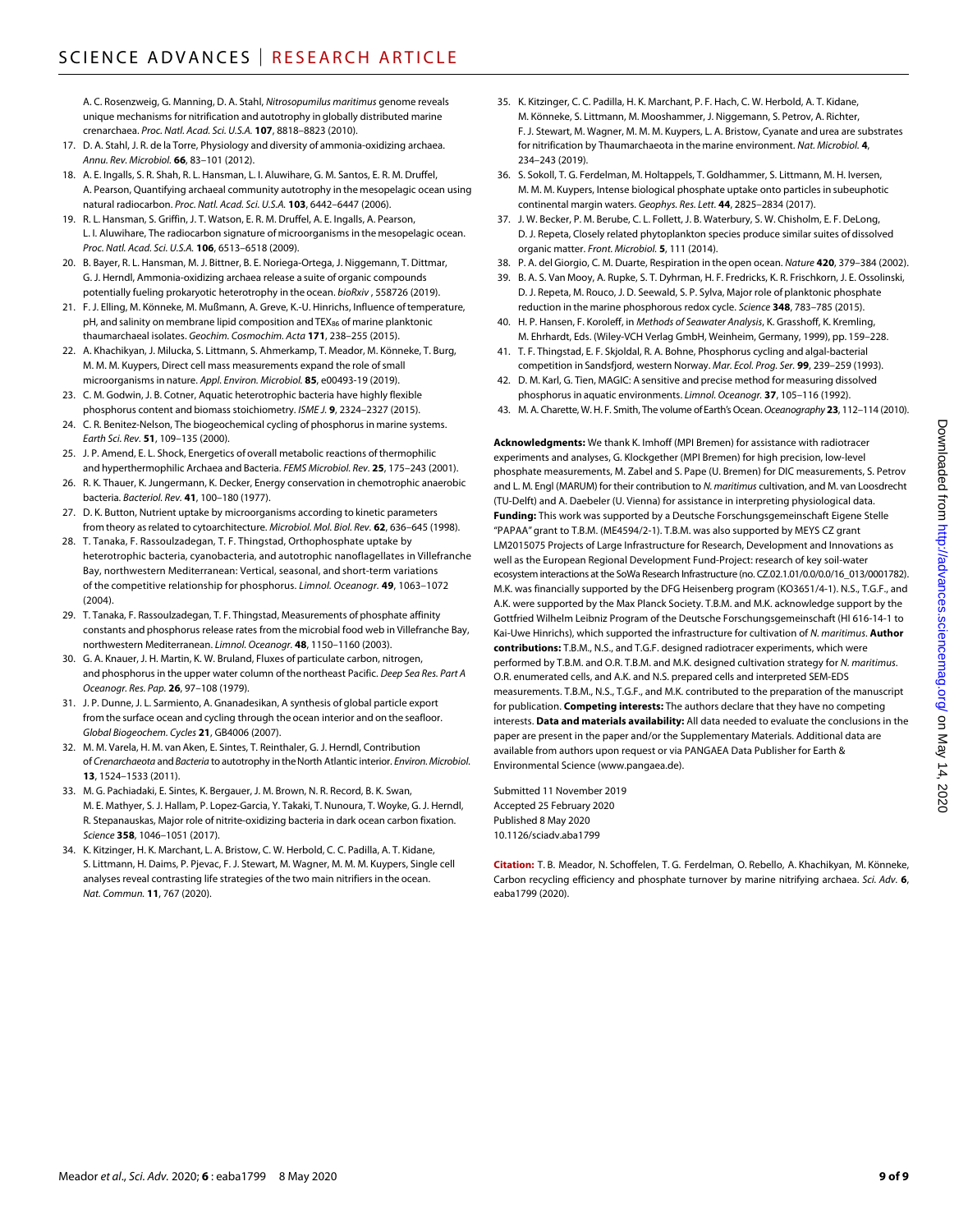A. C. Rosenzweig, G. Manning, D. A. Stahl, *Nitrosopumilus maritimus* genome reveals unique mechanisms for nitrification and autotrophy in globally distributed marine crenarchaea. *Proc. Natl. Acad. Sci. U.S.A.* **107**, 8818–8823 (2010).

17. D. A. Stahl, J. R. de la Torre, Physiology and diversity of ammonia-oxidizing archaea. *Annu. Rev. Microbiol.* **66**, 83–101 (2012).
18. A. E. Ingalls, S. R. Shah, R. L. Hansman, L. I. Aluwihare, G. M. Santos, E. R. M. Druffel, A. Pearson, Quantifying archaeal community autotrophy in the mesopelagic ocean using natural radiocarbon. *Proc. Natl. Acad. Sci. U.S.A.* **103**, 6442–6447 (2006).
19. R. L. Hansman, S. Griffin, J. T. Watson, E. R. M. Druffel, A. E. Ingalls, A. Pearson, L. I. Aluwihare, The radiocarbon signature of microorganisms in the mesopelagic ocean. *Proc. Natl. Acad. Sci. U.S.A.* **106**, 6513–6518 (2009).
20. B. Bayer, R. L. Hansman, M. J. Bittner, B. E. Noriega-Ortega, J. Niggemann, T. Dittmar, G. J. Herndl, Ammonia-oxidizing archaea release a suite of organic compounds potentially fueling prokaryotic heterotrophy in the ocean. *bioRxiv* , 558726 (2019).
21. F. J. Elling, M. Könneke, M. Mußmann, A. Greve, K.-U. Hinrichs, Influence of temperature, pH, and salinity on membrane lipid composition and $TEX_{86}$ of marine planktonic thaumarchaeal isolates. *Geochim. Cosmochim. Acta* **171**, 238–255 (2015).
22. A. Khachikyan, J. Milucka, S. Littmann, S. Ahmerkamp, T. Meador, M. Könneke, T. Burg, M. M. M. Kuypers, Direct cell mass measurements expand the role of small microorganisms in nature. *Appl. Environ. Microbiol.* **85**, e00493-19 (2019).
23. C. M. Godwin, J. B. Cotner, Aquatic heterotrophic bacteria have highly flexible phosphorus content and biomass stoichiometry. *ISME J.* **9**, 2324–2327 (2015).
24. C. R. Benitez-Nelson, The biogeochemical cycling of phosphorus in marine systems. *Earth Sci. Rev*. **51**, 109–135 (2000).
25. J. P. Amend, E. L. Shock, Energetics of overall metabolic reactions of thermophilic and hyperthermophilic Archaea and Bacteria. *FEMS Microbiol. Rev.* **25**, 175–243 (2001).
26. R. K. Thauer, K. Jungermann, K. Decker, Energy conservation in chemotrophic anaerobic bacteria. *Bacteriol. Rev.* **41**, 100–180 (1977).
27. D. K. Button, Nutrient uptake by microorganisms according to kinetic parameters from theory as related to cytoarchitecture. *Microbiol. Mol. Biol. Rev.* **62**, 636–645 (1998).
28. T. Tanaka, F. Rassoulzadegan, T. F. Thingstad, Orthophosphate uptake by heterotrophic bacteria, cyanobacteria, and autotrophic nanoflagellates in Villefranche Bay, northwestern Mediterranean: Vertical, seasonal, and short-term variations of the competitive relationship for phosphorus. *Limnol. Oceanogr.* **49**, 1063–1072 (2004).
29. T. Tanaka, F. Rassoulzadegan, T. F. Thingstad, Measurements of phosphate affinity constants and phosphorus release rates from the microbial food web in Villefranche Bay, northwestern Mediterranean. *Limnol. Oceanogr.* **48**, 1150–1160 (2003).
30. G. A. Knauer, J. H. Martin, K. W. Bruland, Fluxes of particulate carbon, nitrogen, and phosphorus in the upper water column of the northeast Pacific. *Deep Sea Res. Part A Oceanogr. Res. Pap.* **26**, 97–108 (1979).
31. J. P. Dunne, J. L. Sarmiento, A. Gnanadesikan, A synthesis of global particle export from the surface ocean and cycling through the ocean interior and on the seafloor. *Global Biogeochem. Cycles* **21**, GB4006 (2007).
32. M. M. Varela, H. M. van Aken, E. Sintes, T. Reinthaler, G. J. Herndl, Contribution of *Crenarchaeota* and *Bacteria* to autotrophy in the North Atlantic interior. *Environ. Microbiol.* **13**, 1524–1533 (2011).
33. M. G. Pachiadaki, E. Sintes, K. Bergauer, J. M. Brown, N. R. Record, B. K. Swan, M. E. Mathyer, S. J. Hallam, P. Lopez-Garcia, Y. Takaki, T. Nunoura, T. Woyke, G. J. Herndl, R. Stepanauskas, Major role of nitrite-oxidizing bacteria in dark ocean carbon fixation. *Science* **358**, 1046–1051 (2017).
34. K. Kitzinger, H. K. Marchant, L. A. Bristow, C. W. Herbold, C. C. Padilla, A. T. Kidane, S. Littmann, H. Daims, P. Pjevac, F. J. Stewart, M. Wagner, M. M. M. Kuypers, Single cell analyses reveal contrasting life strategies of the two main nitrifiers in the ocean. *Nat. Commun.* **11**, 767 (2020).
35. K. Kitzinger, C. C. Padilla, H. K. Marchant, P. F. Hach, C. W. Herbold, A. T. Kidane, M. Könneke, S. Littmann, M. Mooshammer, J. Niggemann, S. Petrov, A. Richter, F. J. Stewart, M. Wagner, M. M. M. Kuypers, L. A. Bristow, Cyanate and urea are substrates for nitrification by Thaumarchaeota in the marine environment. *Nat. Microbiol.* **4**, 234–243 (2019).
36. S. Sokoll, T. G. Ferdelman, M. Holtappels, T. Goldhammer, S. Littmann, M. H. Iversen, M. M. M. Kuypers, Intense biological phosphate uptake onto particles in subeuphotic continental margin waters. *Geophys. Res. Lett.* **44**, 2825–2834 (2017).
37. J. W. Becker, P. M. Berube, C. L. Follett, J. B. Waterbury, S. W. Chisholm, E. F. DeLong, D. J. Repeta, Closely related phytoplankton species produce similar suites of dissolved organic matter. *Front. Microbiol.* **5**, 111 (2014).
38. P. A. del Giorgio, C. M. Duarte, Respiration in the open ocean. *Nature* **420**, 379–384 (2002).
39. B. A. S. Van Mooy, A. Rupke, S. T. Dyhrman, H. F. Fredricks, K. R. Frischkorn, J. E. Ossolinski, D. J. Repeta, M. Rouco, J. D. Seewald, S. P. Sylva, Major role of planktonic phosphate reduction in the marine phosphorous redox cycle. *Science* **348**, 783–785 (2015).
40. H. P. Hansen, F. Koroleff, in *Methods of Seawater Analysis*, K. Grasshoff, K. Kremling, M. Ehrhardt, Eds. (Wiley-VCH Verlag GmbH, Weinheim, Germany, 1999), pp. 159–228.
41. T. F. Thingstad, E. F. Skjoldal, R. A. Bohne, Phosphorus cycling and algal-bacterial competition in Sandsfjord, western Norway. *Mar. Ecol. Prog. Ser.* **99**, 239–259 (1993).
42. D. M. Karl, G. Tien, MAGIC: A sensitive and precise method for measuring dissolved phosphorus in aquatic environments. *Limnol. Oceanogr.* **37**, 105–116 (1992).
43. M. A. Charette, W. H. F. Smith, The volume of Earth's Ocean. *Oceanography* **23**, 112–114 (2010).

**Acknowledgments:** We thank K. Imhoff (MPI Bremen) for assistance with radiotracer experiments and analyses, G. Klockgether (MPI Bremen) for high precision, low-level phosphate measurements, M. Zabel and S. Pape (U. Bremen) for DIC measurements, S. Petrov and L. M. Engl (MARUM) for their contribution to *N. maritimus* cultivation, and M. van Loosdrecht (TU-Delft) and A. Daebeler (U. Vienna) for assistance in interpreting physiological data. **Funding:** This work was supported by a Deutsche Forschungsgemeinschaft Eigene Stelle "PAPAA" grant to T.B.M. (ME4594/2-1). T.B.M. was also supported by MEYS CZ grant LM2015075 Projects of Large Infrastructure for Research, Development and Innovations as well as the European Regional Development Fund-Project: research of key soil-water ecosystem interactions at the SoWa Research Infrastructure (no. CZ.02.1.01/0.0/0.0/16_013/0001782). M.K. was financially supported by the DFG Heisenberg program (KO3651/4-1). N.S., T.G.F., and A.K. were supported by the Max Planck Society. T.B.M. and M.K. acknowledge support by the Gottfried Wilhelm Leibniz Program of the Deutsche Forschungsgemeinschaft (HI 616-14-1 to Kai-Uwe Hinrichs), which supported the infrastructure for cultivation of *N. maritimus*. **Author contributions:** T.B.M., N.S., and T.G.F. designed radiotracer experiments, which were performed by T.B.M. and O.R. T.B.M. and M.K. designed cultivation strategy for *N. maritimus*. O.R. enumerated cells, and A.K. and N.S. prepared cells and interpreted SEM-EDS measurements. T.B.M., N.S., T.G.F., and M.K. contributed to the preparation of the manuscript for publication. **Competing interests:** The authors declare that they have no competing interests. **Data and materials availability:** All data needed to evaluate the conclusions in the paper are present in the paper and/or the Supplementary Materials. Additional data are available from authors upon request or via PANGAEA Data Publisher for Earth & Environmental Science (www.pangaea.de).

Submitted 11 November 2019
Accepted 25 February 2020
Published 8 May 2020
10.1126/sciadv.aba1799

**Citation:** T. B. Meador, N. Schoffelen, T. G. Ferdelman, O. Rebello, A. Khachikyan, M. Könneke, Carbon recycling efficiency and phosphate turnover by marine nitrifying archaea. *Sci. Adv.* **6**, eaba1799 (2020).